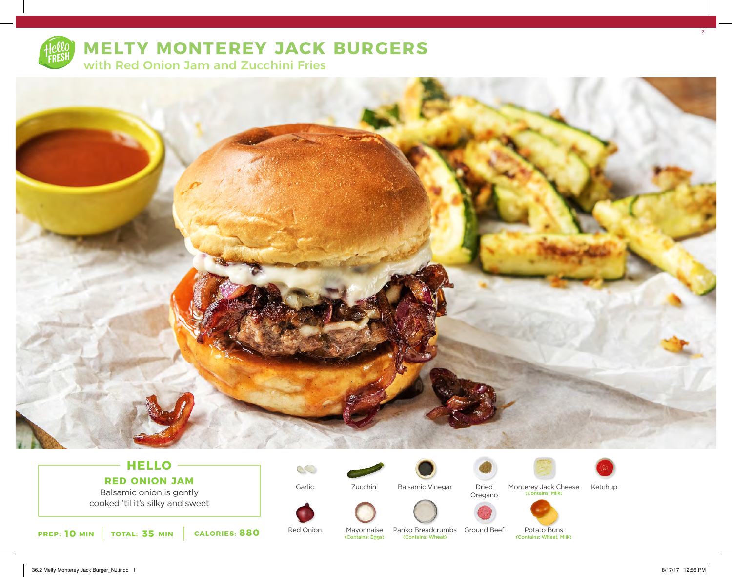# MELTY MONTEREY JACK BURGERS

## with Red Onion Jam and Zucchini Fries

### HELLO

**RED ONION JAM**

Balsamic onion is gently cooked 'til it's silky and sweet

**PREP:** 10 MIN | **TOTAL:** 35 MIN | **CALORIES:** 880

- Garlic
- Zucchini
- Balsamic Vinegar
- Dried Oregano
- Monterey Jack Cheese (Contains: Milk)
- Ketchup
- Red Onion
- Mayonnaise (Contains: Eggs)
- Panko Breadcrumbs (Contains: Wheat)
- Ground Beef
- Potato Buns (Contains: Wheat, Milk)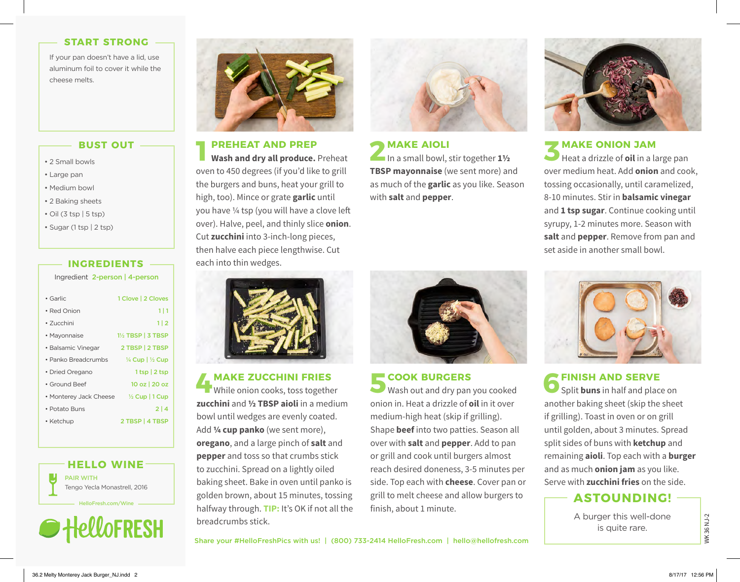## START STRONG

If your pan doesn't have a lid, use aluminum foil to cover it while the cheese melts.

## BUST OUT

- 2 Small bowls
- Large pan
- Medium bowl
- 2 Baking sheets
- Oil (3 tsp | 5 tsp)
- Sugar (1 tsp | 2 tsp)

## INGREDIENTS

| Ingredient | 2-person \| 4-person |
|---|---|
| Garlic | 1 Clove \| 2 Cloves |
| Red Onion | 1 \| 1 |
| Zucchini | 1 \| 2 |
| Mayonnaise | 1½ TBSP \| 3 TBSP |
| Balsamic Vinegar | 2 TBSP \| 2 TBSP |
| Panko Breadcrumbs | ¼ Cup \| ½ Cup |
| Dried Oregano | 1 tsp \| 2 tsp |
| Ground Beef | 10 oz \| 20 oz |
| Monterey Jack Cheese | ½ Cup \| 1 Cup |
| Potato Buns | 2 \| 4 |
| Ketchup | 2 TBSP \| 4 TBSP |

## HELLO WINE

PAIR WITH
Tengo Yecla Monastrell, 2016

HelloFresh.com/Wine

HelloFRESH

## 1 PREHEAT AND PREP

**Wash and dry all produce.** Preheat oven to 450 degrees (if you'd like to grill the burgers and buns, heat your grill to high, too). Mince or grate **garlic** until you have ¼ tsp (you will have a clove left over). Halve, peel, and thinly slice **onion**. Cut **zucchini** into 3-inch-long pieces, then halve each piece lengthwise. Cut each into thin wedges.

## 2 MAKE AIOLI

In a small bowl, stir together **1½ TBSP mayonnaise** (we sent more) and as much of the **garlic** as you like. Season with **salt** and **pepper**.

## 3 MAKE ONION JAM

Heat a drizzle of **oil** in a large pan over medium heat. Add **onion** and cook, tossing occasionally, until caramelized, 8-10 minutes. Stir in **balsamic vinegar** and **1 tsp sugar**. Continue cooking until syrupy, 1-2 minutes more. Season with **salt** and **pepper**. Remove from pan and set aside in another small bowl.

## 4 MAKE ZUCCHINI FRIES

While onion cooks, toss together **zucchini** and **½ TBSP aioli** in a medium bowl until wedges are evenly coated. Add **¼ cup panko** (we sent more), **oregano**, and a large pinch of **salt** and **pepper** and toss so that crumbs stick to zucchini. Spread on a lightly oiled baking sheet. Bake in oven until panko is golden brown, about 15 minutes, tossing halfway through. **TIP:** It's OK if not all the breadcrumbs stick.

## 5 COOK BURGERS

Wash out and dry pan you cooked onion in. Heat a drizzle of **oil** in it over medium-high heat (skip if grilling). Shape **beef** into two patties. Season all over with **salt** and **pepper**. Add to pan or grill and cook until burgers almost reach desired doneness, 3-5 minutes per side. Top each with **cheese**. Cover pan or grill to melt cheese and allow burgers to finish, about 1 minute.

## 6 FINISH AND SERVE

Split **buns** in half and place on another baking sheet (skip the sheet if grilling). Toast in oven or on grill until golden, about 3 minutes. Spread split sides of buns with **ketchup** and remaining **aioli**. Top each with a **burger** and as much **onion jam** as you like. Serve with **zucchini fries** on the side.

## ASTOUNDING!

A burger this well-done is quite rare.

Share your #HelloFreshPics with us! | (800) 733-2414 HelloFresh.com | hello@hellofresh.com

WK 36 NJ-2